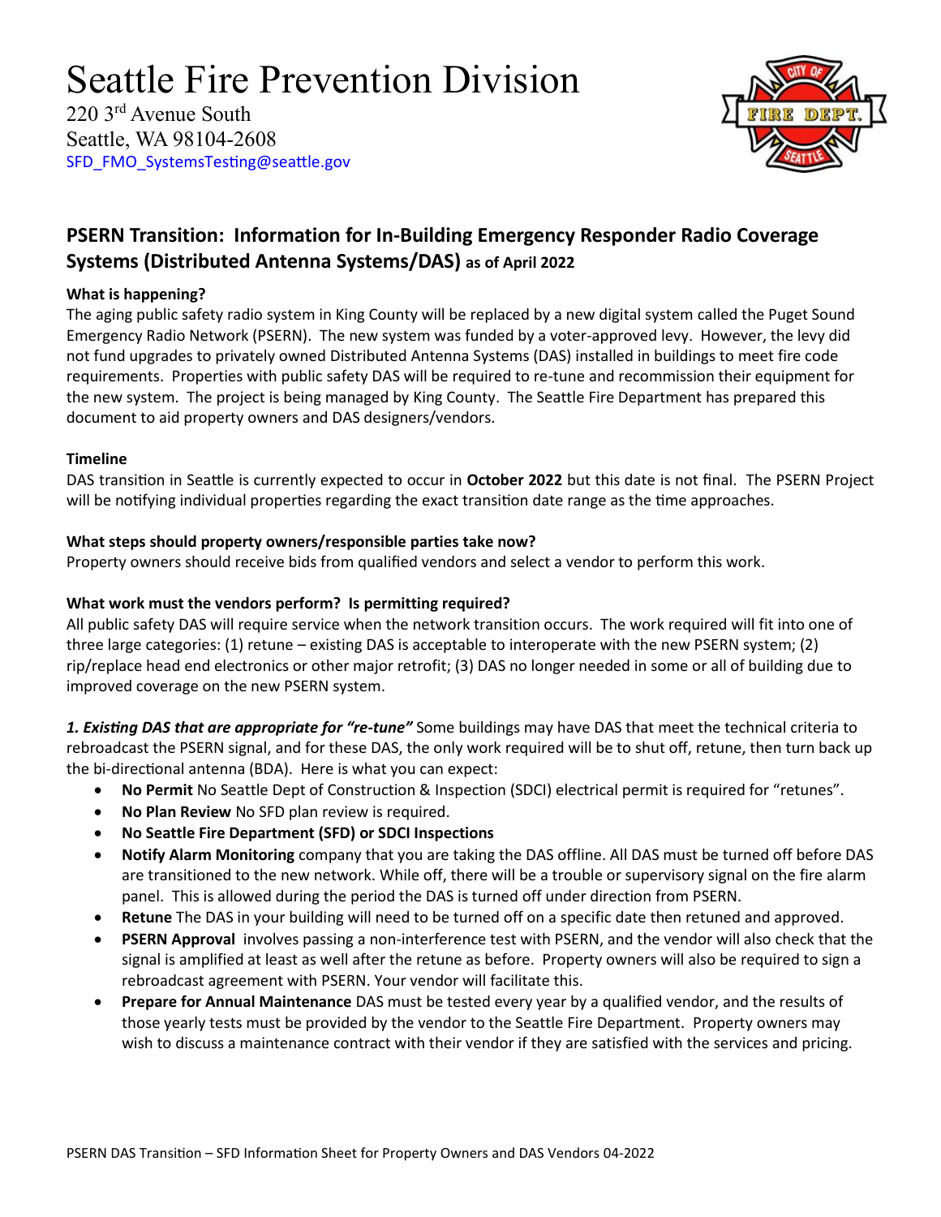# Seattle Fire Prevention Division

220 3rd Avenue South
Seattle, WA 98104-2608
SFD_FMO_SystemsTesting@seattle.gov

## PSERN Transition: Information for In-Building Emergency Responder Radio Coverage Systems (Distributed Antenna Systems/DAS) as of April 2022

### What is happening?

The aging public safety radio system in King County will be replaced by a new digital system called the Puget Sound Emergency Radio Network (PSERN). The new system was funded by a voter-approved levy. However, the levy did not fund upgrades to privately owned Distributed Antenna Systems (DAS) installed in buildings to meet fire code requirements. Properties with public safety DAS will be required to re-tune and recommission their equipment for the new system. The project is being managed by King County. The Seattle Fire Department has prepared this document to aid property owners and DAS designers/vendors.

### Timeline

DAS transition in Seattle is currently expected to occur in **October 2022** but this date is not final. The PSERN Project will be notifying individual properties regarding the exact transition date range as the time approaches.

### What steps should property owners/responsible parties take now?

Property owners should receive bids from qualified vendors and select a vendor to perform this work.

### What work must the vendors perform? Is permitting required?

All public safety DAS will require service when the network transition occurs. The work required will fit into one of three large categories: (1) retune – existing DAS is acceptable to interoperate with the new PSERN system; (2) rip/replace head end electronics or other major retrofit; (3) DAS no longer needed in some or all of building due to improved coverage on the new PSERN system.

***1. Existing DAS that are appropriate for "re-tune"*** Some buildings may have DAS that meet the technical criteria to rebroadcast the PSERN signal, and for these DAS, the only work required will be to shut off, retune, then turn back up the bi-directional antenna (BDA). Here is what you can expect:

- **No Permit** No Seattle Dept of Construction & Inspection (SDCI) electrical permit is required for "retunes".
- **No Plan Review** No SFD plan review is required.
- **No Seattle Fire Department (SFD) or SDCI Inspections**
- **Notify Alarm Monitoring** company that you are taking the DAS offline. All DAS must be turned off before DAS are transitioned to the new network. While off, there will be a trouble or supervisory signal on the fire alarm panel. This is allowed during the period the DAS is turned off under direction from PSERN.
- **Retune** The DAS in your building will need to be turned off on a specific date then retuned and approved.
- **PSERN Approval** involves passing a non-interference test with PSERN, and the vendor will also check that the signal is amplified at least as well after the retune as before. Property owners will also be required to sign a rebroadcast agreement with PSERN. Your vendor will facilitate this.
- **Prepare for Annual Maintenance** DAS must be tested every year by a qualified vendor, and the results of those yearly tests must be provided by the vendor to the Seattle Fire Department. Property owners may wish to discuss a maintenance contract with their vendor if they are satisfied with the services and pricing.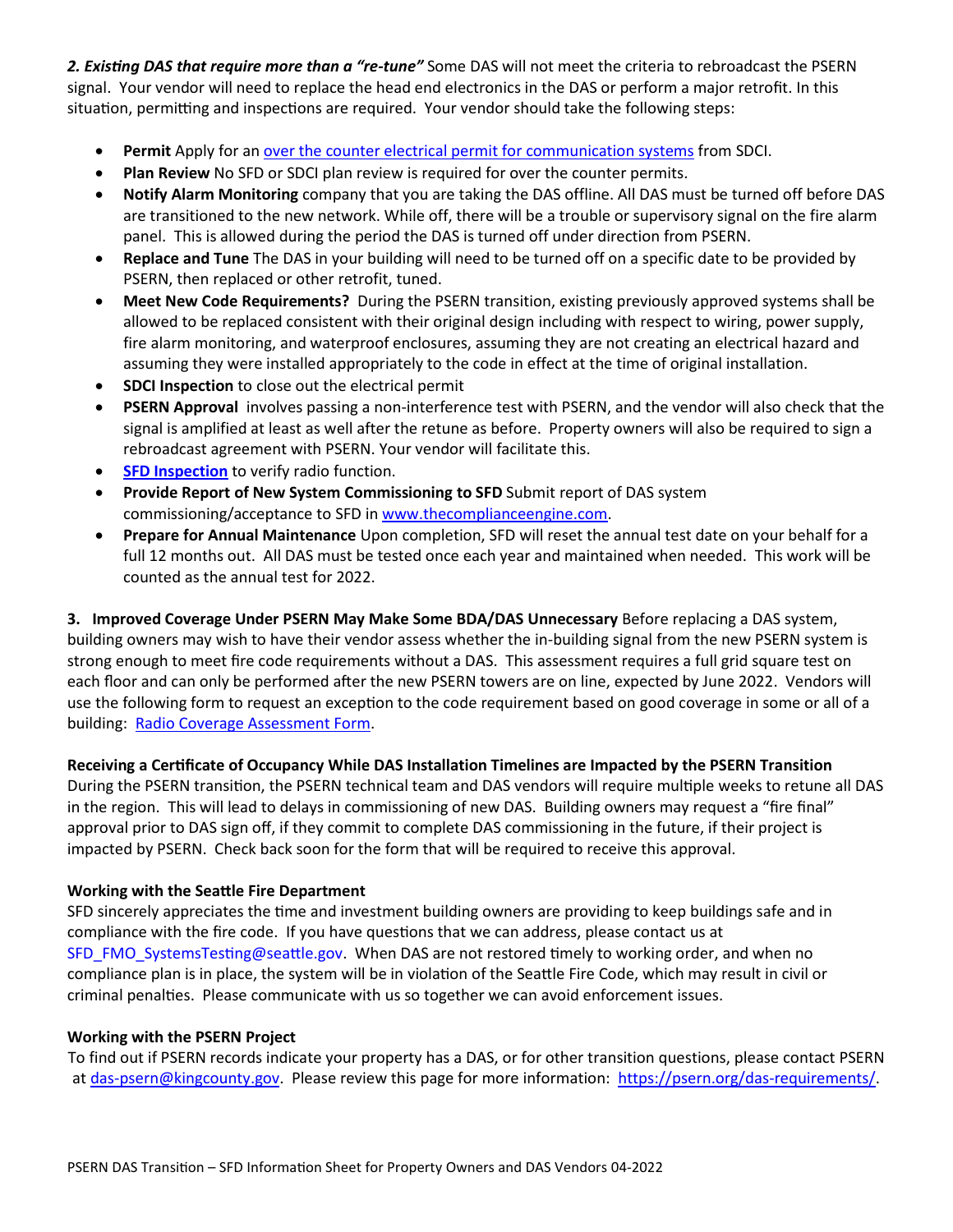***2. Existing DAS that require more than a "re-tune"*** Some DAS will not meet the criteria to rebroadcast the PSERN signal. Your vendor will need to replace the head end electronics in the DAS or perform a major retrofit. In this situation, permitting and inspections are required. Your vendor should take the following steps:

- **Permit** Apply for an over the counter electrical permit for communication systems from SDCI.
- **Plan Review** No SFD or SDCI plan review is required for over the counter permits.
- **Notify Alarm Monitoring** company that you are taking the DAS offline. All DAS must be turned off before DAS are transitioned to the new network. While off, there will be a trouble or supervisory signal on the fire alarm panel. This is allowed during the period the DAS is turned off under direction from PSERN.
- **Replace and Tune** The DAS in your building will need to be turned off on a specific date to be provided by PSERN, then replaced or other retrofit, tuned.
- **Meet New Code Requirements?** During the PSERN transition, existing previously approved systems shall be allowed to be replaced consistent with their original design including with respect to wiring, power supply, fire alarm monitoring, and waterproof enclosures, assuming they are not creating an electrical hazard and assuming they were installed appropriately to the code in effect at the time of original installation.
- **SDCI Inspection** to close out the electrical permit
- **PSERN Approval** involves passing a non-interference test with PSERN, and the vendor will also check that the signal is amplified at least as well after the retune as before. Property owners will also be required to sign a rebroadcast agreement with PSERN. Your vendor will facilitate this.
- **SFD Inspection** to verify radio function.
- **Provide Report of New System Commissioning to SFD** Submit report of DAS system commissioning/acceptance to SFD in www.thecomplianceengine.com.
- **Prepare for Annual Maintenance** Upon completion, SFD will reset the annual test date on your behalf for a full 12 months out. All DAS must be tested once each year and maintained when needed. This work will be counted as the annual test for 2022.

**3. Improved Coverage Under PSERN May Make Some BDA/DAS Unnecessary** Before replacing a DAS system, building owners may wish to have their vendor assess whether the in-building signal from the new PSERN system is strong enough to meet fire code requirements without a DAS. This assessment requires a full grid square test on each floor and can only be performed after the new PSERN towers are on line, expected by June 2022. Vendors will use the following form to request an exception to the code requirement based on good coverage in some or all of a building: Radio Coverage Assessment Form.

**Receiving a Certificate of Occupancy While DAS Installation Timelines are Impacted by the PSERN Transition**
During the PSERN transition, the PSERN technical team and DAS vendors will require multiple weeks to retune all DAS in the region. This will lead to delays in commissioning of new DAS. Building owners may request a "fire final" approval prior to DAS sign off, if they commit to complete DAS commissioning in the future, if their project is impacted by PSERN. Check back soon for the form that will be required to receive this approval.

**Working with the Seattle Fire Department**
SFD sincerely appreciates the time and investment building owners are providing to keep buildings safe and in compliance with the fire code. If you have questions that we can address, please contact us at SFD_FMO_SystemsTesting@seattle.gov. When DAS are not restored timely to working order, and when no compliance plan is in place, the system will be in violation of the Seattle Fire Code, which may result in civil or criminal penalties. Please communicate with us so together we can avoid enforcement issues.

**Working with the PSERN Project**
To find out if PSERN records indicate your property has a DAS, or for other transition questions, please contact PSERN at das-psern@kingcounty.gov. Please review this page for more information: https://psern.org/das-requirements/.